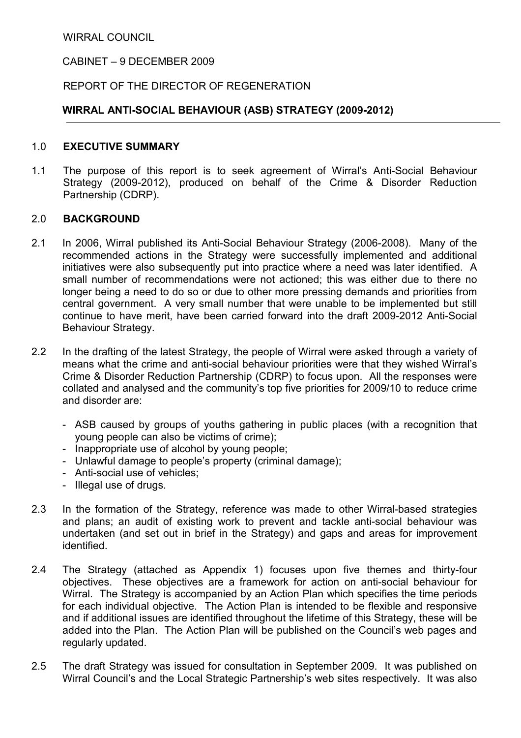WIRRAL COUNCIL

CABINET – 9 DECEMBER 2009

REPORT OF THE DIRECTOR OF REGENERATION

**WIRRAL ANTI-SOCIAL BEHAVIOUR (ASB) STRATEGY (2009-2012)**

## 1.0 EXECUTIVE SUMMARY

1.1 The purpose of this report is to seek agreement of Wirral's Anti-Social Behaviour Strategy (2009-2012), produced on behalf of the Crime & Disorder Reduction Partnership (CDRP).

## 2.0 BACKGROUND

2.1 In 2006, Wirral published its Anti-Social Behaviour Strategy (2006-2008). Many of the recommended actions in the Strategy were successfully implemented and additional initiatives were also subsequently put into practice where a need was later identified. A small number of recommendations were not actioned; this was either due to there no longer being a need to do so or due to other more pressing demands and priorities from central government. A very small number that were unable to be implemented but still continue to have merit, have been carried forward into the draft 2009-2012 Anti-Social Behaviour Strategy.

2.2 In the drafting of the latest Strategy, the people of Wirral were asked through a variety of means what the crime and anti-social behaviour priorities were that they wished Wirral's Crime & Disorder Reduction Partnership (CDRP) to focus upon. All the responses were collated and analysed and the community's top five priorities for 2009/10 to reduce crime and disorder are:

- ASB caused by groups of youths gathering in public places (with a recognition that young people can also be victims of crime);
- Inappropriate use of alcohol by young people;
- Unlawful damage to people's property (criminal damage);
- Anti-social use of vehicles;
- Illegal use of drugs.

2.3 In the formation of the Strategy, reference was made to other Wirral-based strategies and plans; an audit of existing work to prevent and tackle anti-social behaviour was undertaken (and set out in brief in the Strategy) and gaps and areas for improvement identified.

2.4 The Strategy (attached as Appendix 1) focuses upon five themes and thirty-four objectives. These objectives are a framework for action on anti-social behaviour for Wirral. The Strategy is accompanied by an Action Plan which specifies the time periods for each individual objective. The Action Plan is intended to be flexible and responsive and if additional issues are identified throughout the lifetime of this Strategy, these will be added into the Plan. The Action Plan will be published on the Council's web pages and regularly updated.

2.5 The draft Strategy was issued for consultation in September 2009. It was published on Wirral Council's and the Local Strategic Partnership's web sites respectively. It was also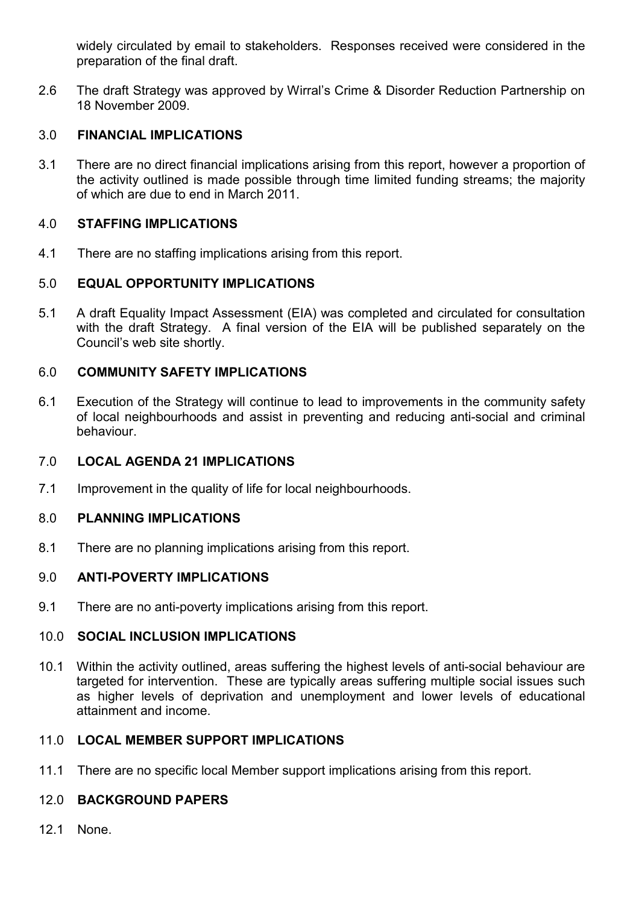widely circulated by email to stakeholders. Responses received were considered in the preparation of the final draft.

2.6 The draft Strategy was approved by Wirral's Crime & Disorder Reduction Partnership on 18 November 2009.

## 3.0 FINANCIAL IMPLICATIONS

3.1 There are no direct financial implications arising from this report, however a proportion of the activity outlined is made possible through time limited funding streams; the majority of which are due to end in March 2011.

## 4.0 STAFFING IMPLICATIONS

4.1 There are no staffing implications arising from this report.

## 5.0 EQUAL OPPORTUNITY IMPLICATIONS

5.1 A draft Equality Impact Assessment (EIA) was completed and circulated for consultation with the draft Strategy. A final version of the EIA will be published separately on the Council's web site shortly.

## 6.0 COMMUNITY SAFETY IMPLICATIONS

6.1 Execution of the Strategy will continue to lead to improvements in the community safety of local neighbourhoods and assist in preventing and reducing anti-social and criminal behaviour.

## 7.0 LOCAL AGENDA 21 IMPLICATIONS

7.1 Improvement in the quality of life for local neighbourhoods.

## 8.0 PLANNING IMPLICATIONS

8.1 There are no planning implications arising from this report.

## 9.0 ANTI-POVERTY IMPLICATIONS

9.1 There are no anti-poverty implications arising from this report.

## 10.0 SOCIAL INCLUSION IMPLICATIONS

10.1 Within the activity outlined, areas suffering the highest levels of anti-social behaviour are targeted for intervention. These are typically areas suffering multiple social issues such as higher levels of deprivation and unemployment and lower levels of educational attainment and income.

## 11.0 LOCAL MEMBER SUPPORT IMPLICATIONS

11.1 There are no specific local Member support implications arising from this report.

## 12.0 BACKGROUND PAPERS

12.1 None.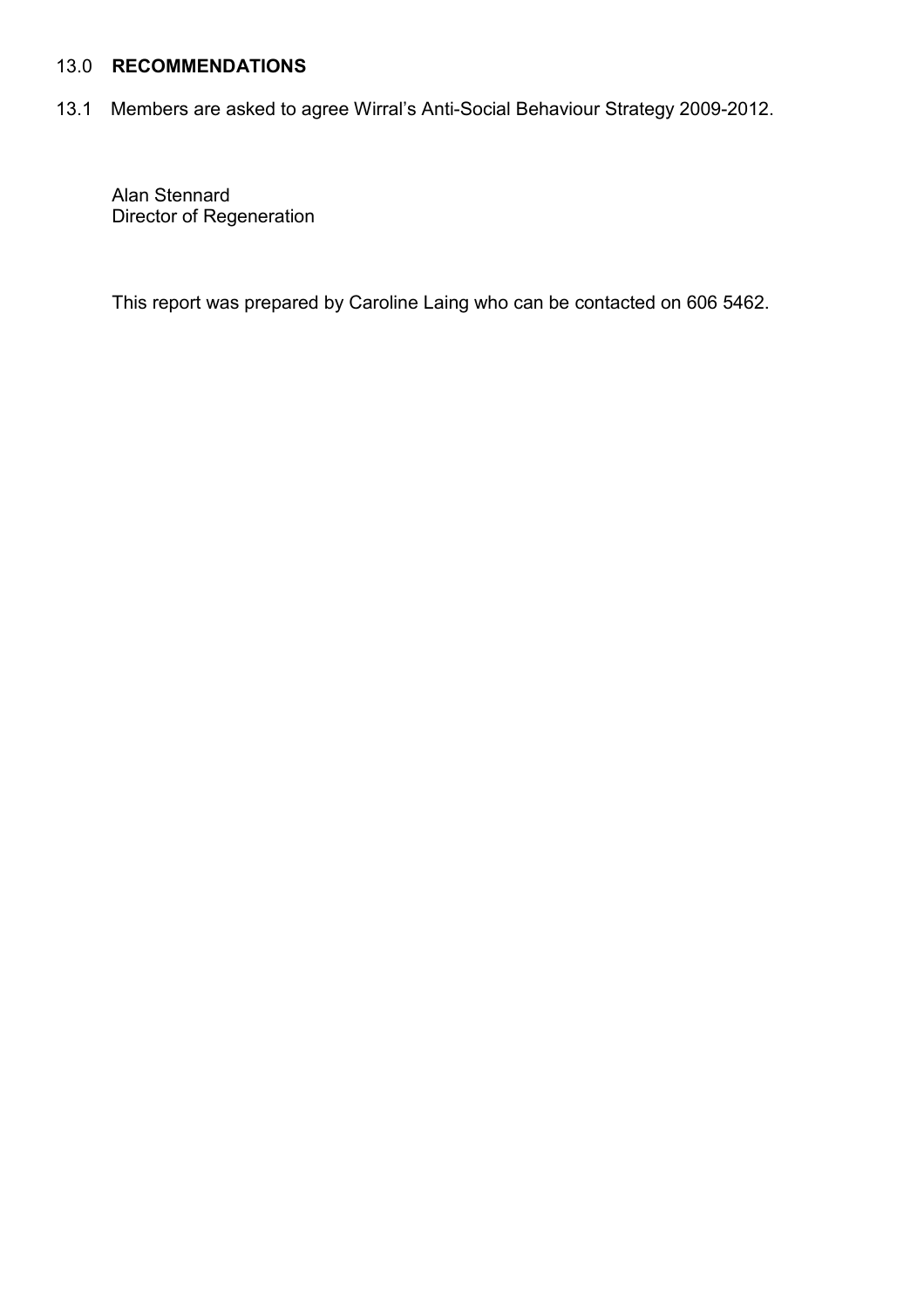## 13.0 **RECOMMENDATIONS**

13.1 Members are asked to agree Wirral's Anti-Social Behaviour Strategy 2009-2012.

Alan Stennard
Director of Regeneration

This report was prepared by Caroline Laing who can be contacted on 606 5462.